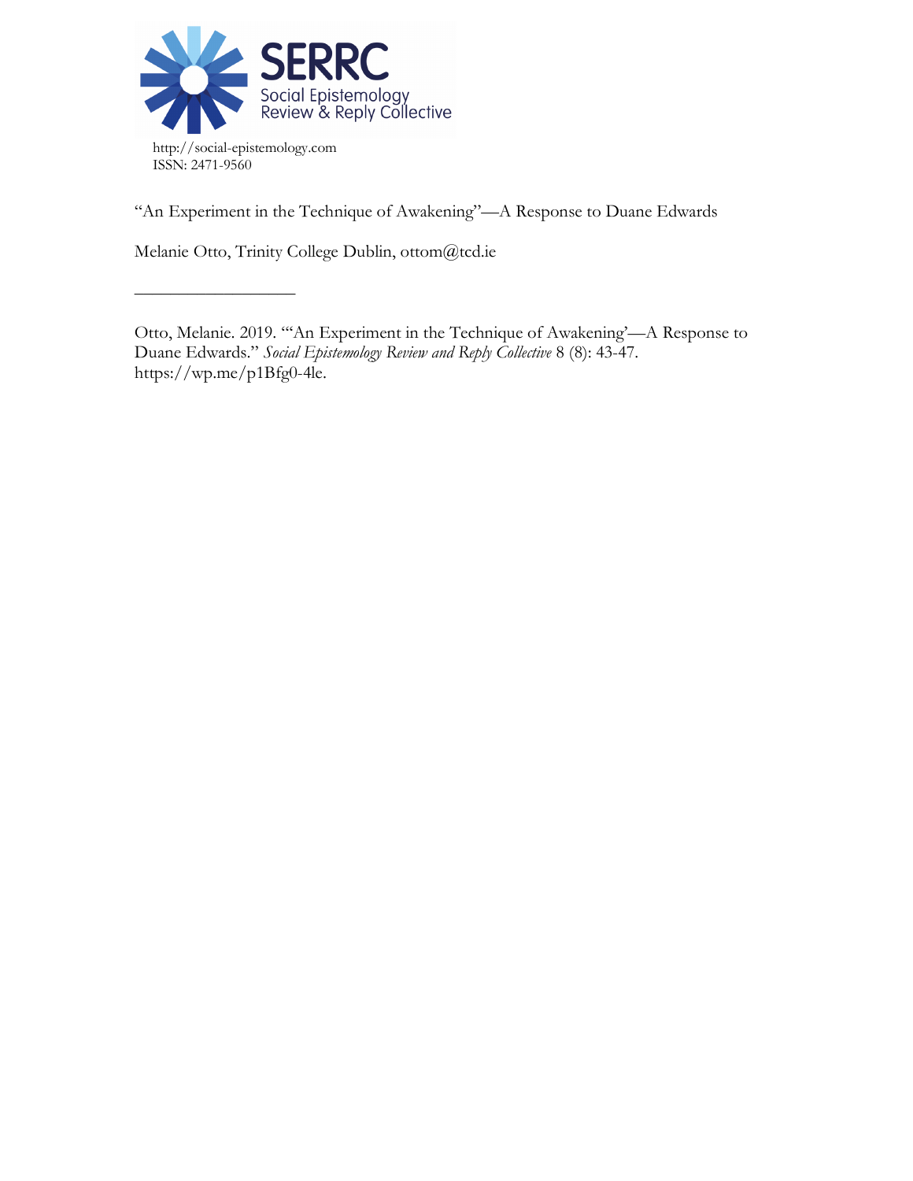SERRC

Social Epistemology Review & Reply Collective

http://social-epistemology.com
ISSN: 2471-9560

# "An Experiment in the Technique of Awakening"—A Response to Duane Edwards

Melanie Otto, Trinity College Dublin, ottom@tcd.ie

---

Otto, Melanie. 2019. "'An Experiment in the Technique of Awakening'—A Response to Duane Edwards." *Social Epistemology Review and Reply Collective* 8 (8): 43-47. https://wp.me/p1Bfg0-4le.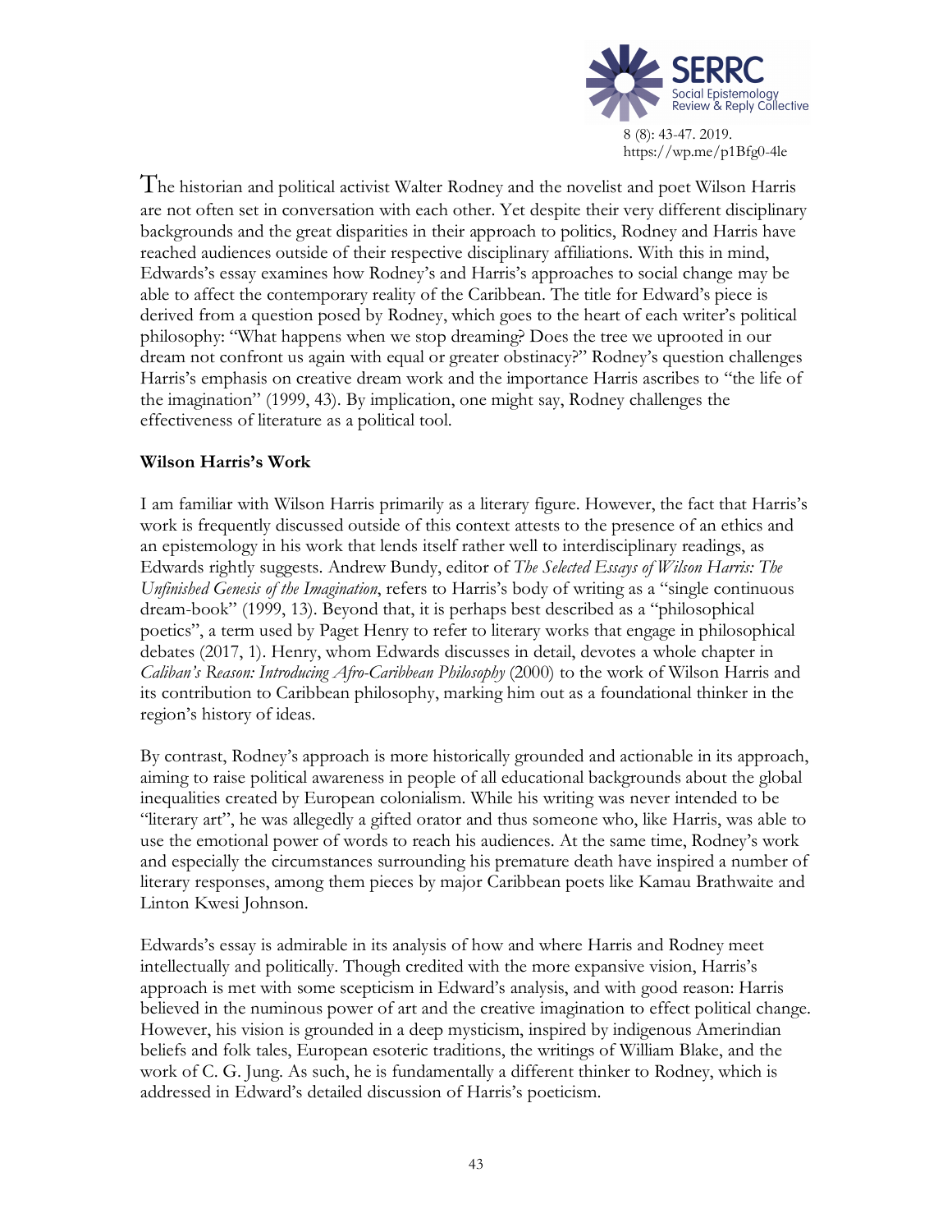The historian and political activist Walter Rodney and the novelist and poet Wilson Harris are not often set in conversation with each other. Yet despite their very different disciplinary backgrounds and the great disparities in their approach to politics, Rodney and Harris have reached audiences outside of their respective disciplinary affiliations. With this in mind, Edwards's essay examines how Rodney's and Harris's approaches to social change may be able to affect the contemporary reality of the Caribbean. The title for Edward's piece is derived from a question posed by Rodney, which goes to the heart of each writer's political philosophy: "What happens when we stop dreaming? Does the tree we uprooted in our dream not confront us again with equal or greater obstinacy?" Rodney's question challenges Harris's emphasis on creative dream work and the importance Harris ascribes to "the life of the imagination" (1999, 43). By implication, one might say, Rodney challenges the effectiveness of literature as a political tool.

**Wilson Harris's Work**

I am familiar with Wilson Harris primarily as a literary figure. However, the fact that Harris's work is frequently discussed outside of this context attests to the presence of an ethics and an epistemology in his work that lends itself rather well to interdisciplinary readings, as Edwards rightly suggests. Andrew Bundy, editor of *The Selected Essays of Wilson Harris: The Unfinished Genesis of the Imagination*, refers to Harris's body of writing as a "single continuous dream-book" (1999, 13). Beyond that, it is perhaps best described as a "philosophical poetics", a term used by Paget Henry to refer to literary works that engage in philosophical debates (2017, 1). Henry, whom Edwards discusses in detail, devotes a whole chapter in *Caliban's Reason: Introducing Afro-Caribbean Philosophy* (2000) to the work of Wilson Harris and its contribution to Caribbean philosophy, marking him out as a foundational thinker in the region's history of ideas.

By contrast, Rodney's approach is more historically grounded and actionable in its approach, aiming to raise political awareness in people of all educational backgrounds about the global inequalities created by European colonialism. While his writing was never intended to be "literary art", he was allegedly a gifted orator and thus someone who, like Harris, was able to use the emotional power of words to reach his audiences. At the same time, Rodney's work and especially the circumstances surrounding his premature death have inspired a number of literary responses, among them pieces by major Caribbean poets like Kamau Brathwaite and Linton Kwesi Johnson.

Edwards's essay is admirable in its analysis of how and where Harris and Rodney meet intellectually and politically. Though credited with the more expansive vision, Harris's approach is met with some scepticism in Edward's analysis, and with good reason: Harris believed in the numinous power of art and the creative imagination to effect political change. However, his vision is grounded in a deep mysticism, inspired by indigenous Amerindian beliefs and folk tales, European esoteric traditions, the writings of William Blake, and the work of C. G. Jung. As such, he is fundamentally a different thinker to Rodney, which is addressed in Edward's detailed discussion of Harris's poeticism.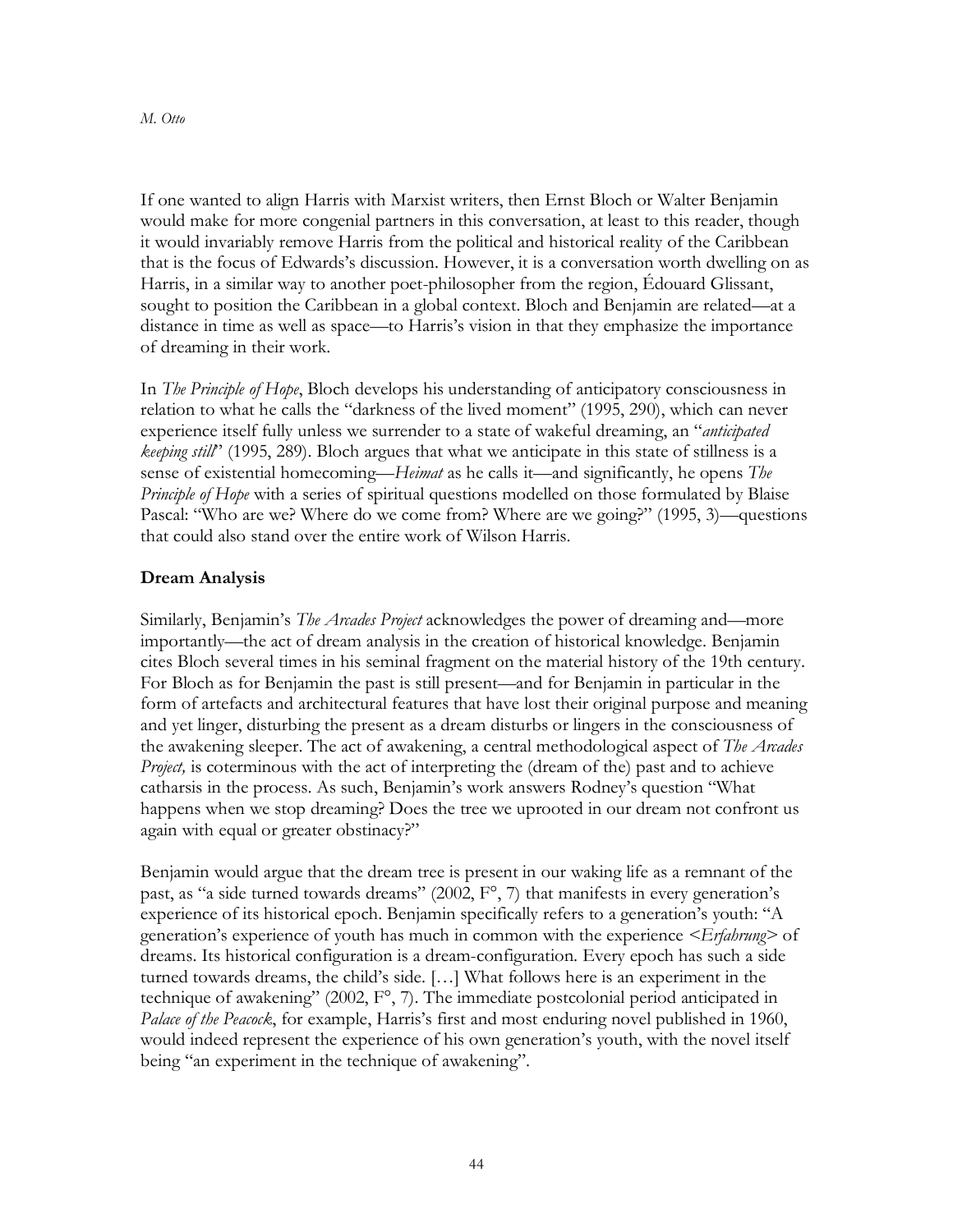If one wanted to align Harris with Marxist writers, then Ernst Bloch or Walter Benjamin would make for more congenial partners in this conversation, at least to this reader, though it would invariably remove Harris from the political and historical reality of the Caribbean that is the focus of Edwards's discussion. However, it is a conversation worth dwelling on as Harris, in a similar way to another poet-philosopher from the region, Édouard Glissant, sought to position the Caribbean in a global context. Bloch and Benjamin are related—at a distance in time as well as space—to Harris's vision in that they emphasize the importance of dreaming in their work.

In *The Principle of Hope*, Bloch develops his understanding of anticipatory consciousness in relation to what he calls the "darkness of the lived moment" (1995, 290), which can never experience itself fully unless we surrender to a state of wakeful dreaming, an "*anticipated keeping still*" (1995, 289). Bloch argues that what we anticipate in this state of stillness is a sense of existential homecoming—*Heimat* as he calls it—and significantly, he opens *The Principle of Hope* with a series of spiritual questions modelled on those formulated by Blaise Pascal: "Who are we? Where do we come from? Where are we going?" (1995, 3)—questions that could also stand over the entire work of Wilson Harris.

## Dream Analysis

Similarly, Benjamin's *The Arcades Project* acknowledges the power of dreaming and—more importantly—the act of dream analysis in the creation of historical knowledge. Benjamin cites Bloch several times in his seminal fragment on the material history of the 19th century. For Bloch as for Benjamin the past is still present—and for Benjamin in particular in the form of artefacts and architectural features that have lost their original purpose and meaning and yet linger, disturbing the present as a dream disturbs or lingers in the consciousness of the awakening sleeper. The act of awakening, a central methodological aspect of *The Arcades Project,* is coterminous with the act of interpreting the (dream of the) past and to achieve catharsis in the process. As such, Benjamin's work answers Rodney's question "What happens when we stop dreaming? Does the tree we uprooted in our dream not confront us again with equal or greater obstinacy?"

Benjamin would argue that the dream tree is present in our waking life as a remnant of the past, as "a side turned towards dreams" (2002, F°, 7) that manifests in every generation's experience of its historical epoch. Benjamin specifically refers to a generation's youth: "A generation's experience of youth has much in common with the experience <*Erfahrung*> of dreams. Its historical configuration is a dream-configuration. Every epoch has such a side turned towards dreams, the child's side. […] What follows here is an experiment in the technique of awakening" (2002, F°, 7). The immediate postcolonial period anticipated in *Palace of the Peacock*, for example, Harris's first and most enduring novel published in 1960, would indeed represent the experience of his own generation's youth, with the novel itself being "an experiment in the technique of awakening".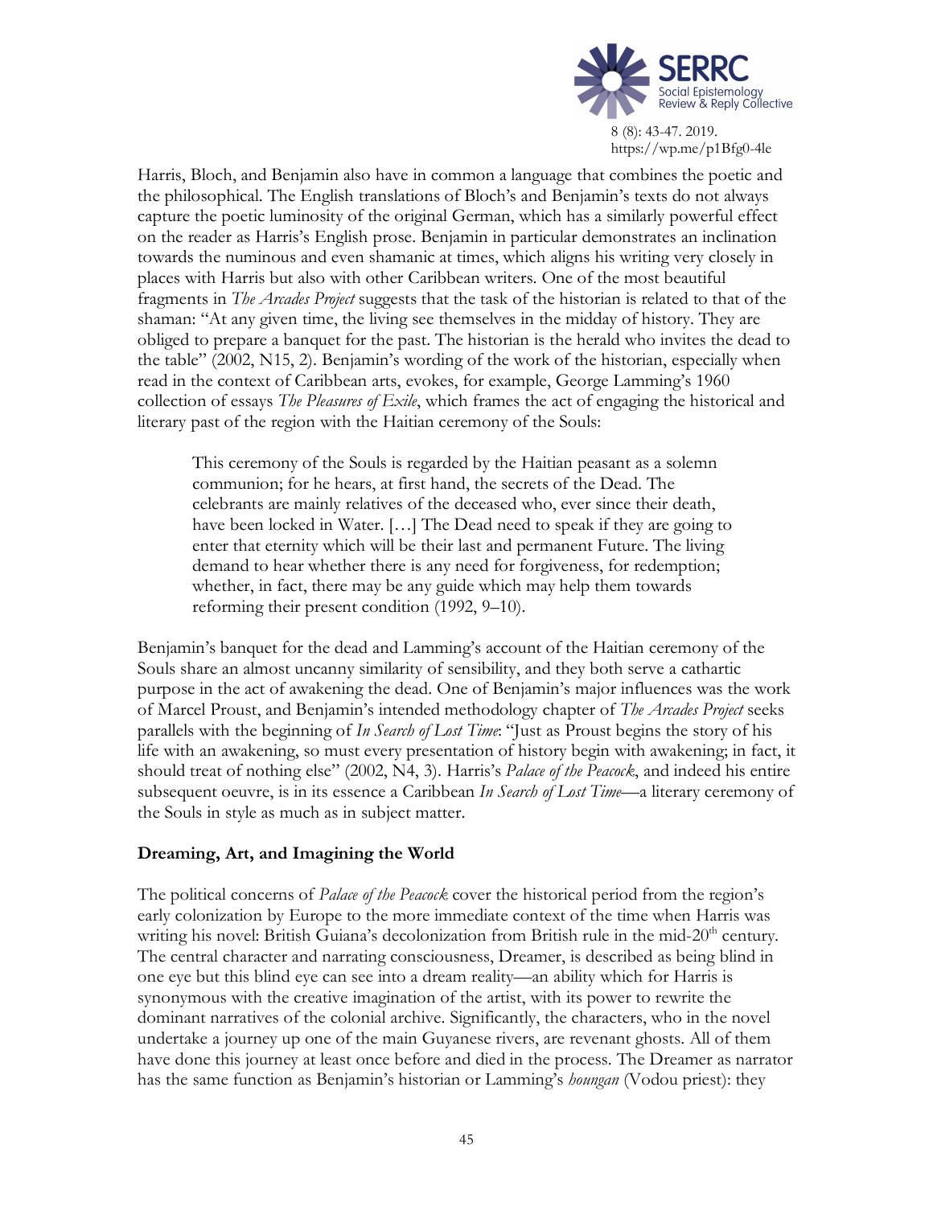Harris, Bloch, and Benjamin also have in common a language that combines the poetic and the philosophical. The English translations of Bloch's and Benjamin's texts do not always capture the poetic luminosity of the original German, which has a similarly powerful effect on the reader as Harris's English prose. Benjamin in particular demonstrates an inclination towards the numinous and even shamanic at times, which aligns his writing very closely in places with Harris but also with other Caribbean writers. One of the most beautiful fragments in *The Arcades Project* suggests that the task of the historian is related to that of the shaman: "At any given time, the living see themselves in the midday of history. They are obliged to prepare a banquet for the past. The historian is the herald who invites the dead to the table" (2002, N15, 2). Benjamin's wording of the work of the historian, especially when read in the context of Caribbean arts, evokes, for example, George Lamming's 1960 collection of essays *The Pleasures of Exile*, which frames the act of engaging the historical and literary past of the region with the Haitian ceremony of the Souls:

> This ceremony of the Souls is regarded by the Haitian peasant as a solemn communion; for he hears, at first hand, the secrets of the Dead. The celebrants are mainly relatives of the deceased who, ever since their death, have been locked in Water. […] The Dead need to speak if they are going to enter that eternity which will be their last and permanent Future. The living demand to hear whether there is any need for forgiveness, for redemption; whether, in fact, there may be any guide which may help them towards reforming their present condition (1992, 9–10).

Benjamin's banquet for the dead and Lamming's account of the Haitian ceremony of the Souls share an almost uncanny similarity of sensibility, and they both serve a cathartic purpose in the act of awakening the dead. One of Benjamin's major influences was the work of Marcel Proust, and Benjamin's intended methodology chapter of *The Arcades Project* seeks parallels with the beginning of *In Search of Lost Time*: "Just as Proust begins the story of his life with an awakening, so must every presentation of history begin with awakening; in fact, it should treat of nothing else" (2002, N4, 3). Harris's *Palace of the Peacock*, and indeed his entire subsequent oeuvre, is in its essence a Caribbean *In Search of Lost Time*—a literary ceremony of the Souls in style as much as in subject matter.

## Dreaming, Art, and Imagining the World

The political concerns of *Palace of the Peacock* cover the historical period from the region's early colonization by Europe to the more immediate context of the time when Harris was writing his novel: British Guiana's decolonization from British rule in the mid-20th century. The central character and narrating consciousness, Dreamer, is described as being blind in one eye but this blind eye can see into a dream reality—an ability which for Harris is synonymous with the creative imagination of the artist, with its power to rewrite the dominant narratives of the colonial archive. Significantly, the characters, who in the novel undertake a journey up one of the main Guyanese rivers, are revenant ghosts. All of them have done this journey at least once before and died in the process. The Dreamer as narrator has the same function as Benjamin's historian or Lamming's *houngan* (Vodou priest): they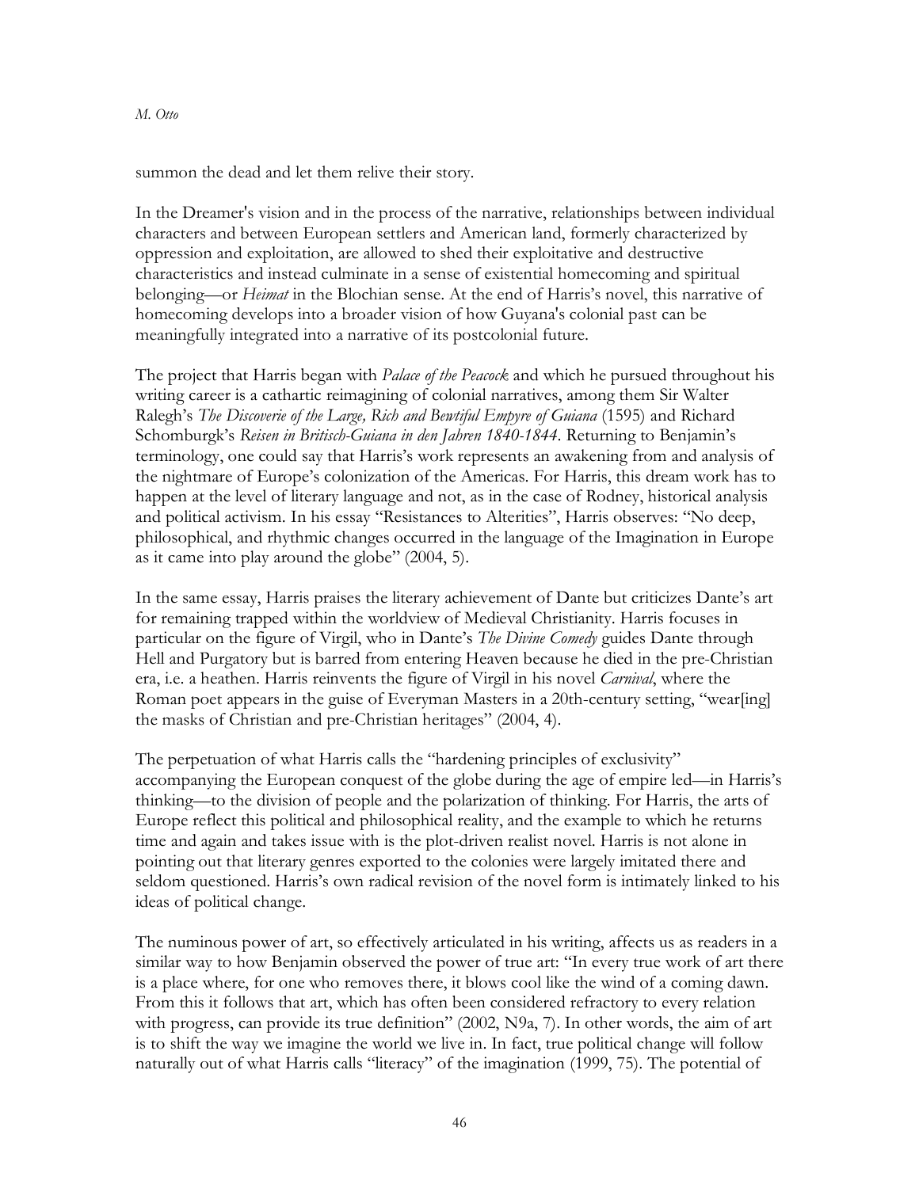summon the dead and let them relive their story.

In the Dreamer's vision and in the process of the narrative, relationships between individual characters and between European settlers and American land, formerly characterized by oppression and exploitation, are allowed to shed their exploitative and destructive characteristics and instead culminate in a sense of existential homecoming and spiritual belonging—or *Heimat* in the Blochian sense. At the end of Harris's novel, this narrative of homecoming develops into a broader vision of how Guyana's colonial past can be meaningfully integrated into a narrative of its postcolonial future.

The project that Harris began with *Palace of the Peacock* and which he pursued throughout his writing career is a cathartic reimagining of colonial narratives, among them Sir Walter Ralegh's *The Discoverie of the Large, Rich and Bewtiful Empyre of Guiana* (1595) and Richard Schomburgk's *Reisen in Britisch-Guiana in den Jahren 1840-1844*. Returning to Benjamin's terminology, one could say that Harris's work represents an awakening from and analysis of the nightmare of Europe's colonization of the Americas. For Harris, this dream work has to happen at the level of literary language and not, as in the case of Rodney, historical analysis and political activism. In his essay "Resistances to Alterities", Harris observes: "No deep, philosophical, and rhythmic changes occurred in the language of the Imagination in Europe as it came into play around the globe" (2004, 5).

In the same essay, Harris praises the literary achievement of Dante but criticizes Dante's art for remaining trapped within the worldview of Medieval Christianity. Harris focuses in particular on the figure of Virgil, who in Dante's *The Divine Comedy* guides Dante through Hell and Purgatory but is barred from entering Heaven because he died in the pre-Christian era, i.e. a heathen. Harris reinvents the figure of Virgil in his novel *Carnival*, where the Roman poet appears in the guise of Everyman Masters in a 20th-century setting, "wear[ing] the masks of Christian and pre-Christian heritages" (2004, 4).

The perpetuation of what Harris calls the "hardening principles of exclusivity" accompanying the European conquest of the globe during the age of empire led—in Harris's thinking—to the division of people and the polarization of thinking. For Harris, the arts of Europe reflect this political and philosophical reality, and the example to which he returns time and again and takes issue with is the plot-driven realist novel. Harris is not alone in pointing out that literary genres exported to the colonies were largely imitated there and seldom questioned. Harris's own radical revision of the novel form is intimately linked to his ideas of political change.

The numinous power of art, so effectively articulated in his writing, affects us as readers in a similar way to how Benjamin observed the power of true art: "In every true work of art there is a place where, for one who removes there, it blows cool like the wind of a coming dawn. From this it follows that art, which has often been considered refractory to every relation with progress, can provide its true definition" (2002, N9a, 7). In other words, the aim of art is to shift the way we imagine the world we live in. In fact, true political change will follow naturally out of what Harris calls "literacy" of the imagination (1999, 75). The potential of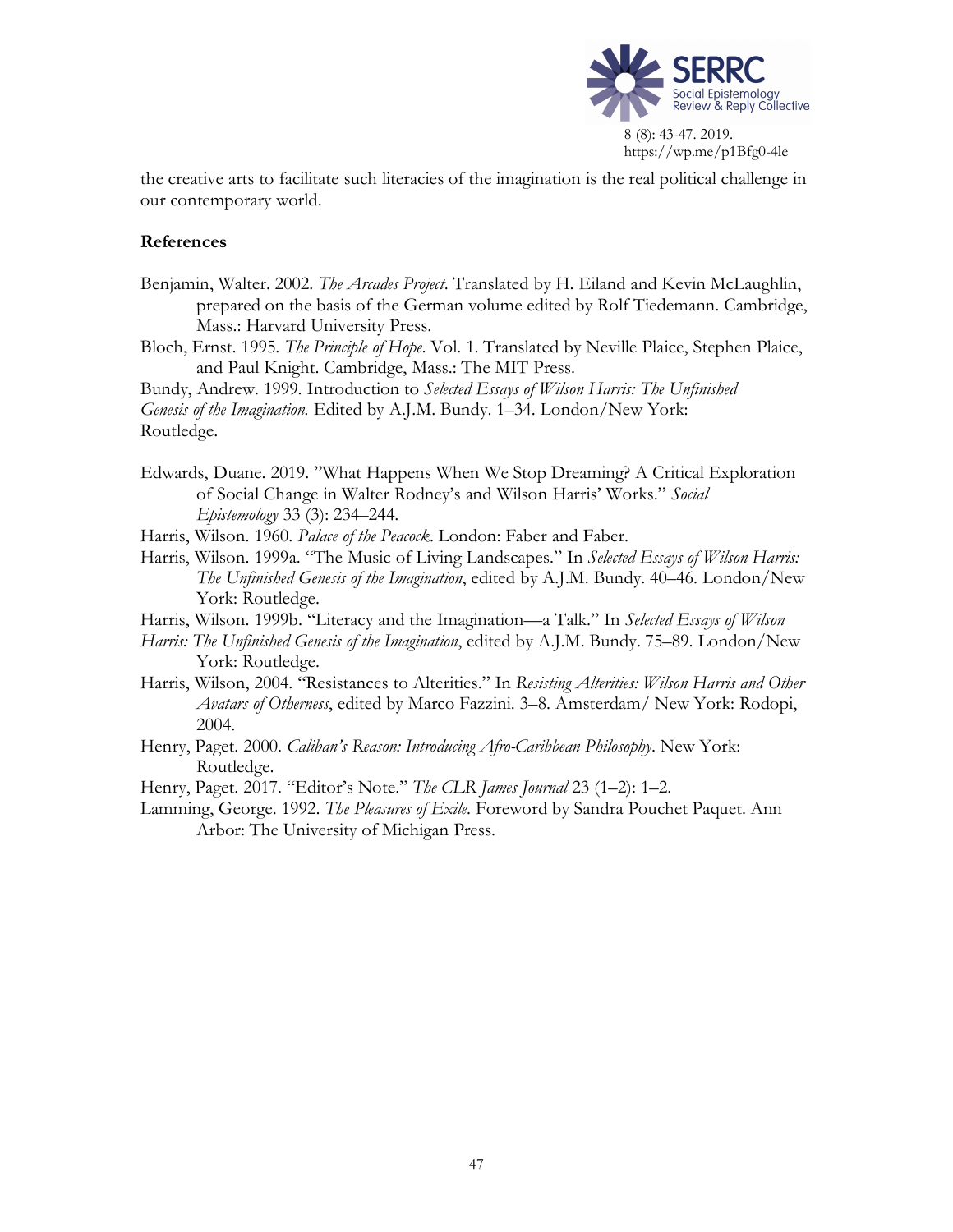the creative arts to facilitate such literacies of the imagination is the real political challenge in our contemporary world.

**References**

Benjamin, Walter. 2002. *The Arcades Project*. Translated by H. Eiland and Kevin McLaughlin, prepared on the basis of the German volume edited by Rolf Tiedemann. Cambridge, Mass.: Harvard University Press.

Bloch, Ernst. 1995. *The Principle of Hope*. Vol. 1. Translated by Neville Plaice, Stephen Plaice, and Paul Knight. Cambridge, Mass.: The MIT Press.

Bundy, Andrew. 1999. Introduction to *Selected Essays of Wilson Harris: The Unfinished Genesis of the Imagination.* Edited by A.J.M. Bundy. 1–34. London/New York: Routledge.

Edwards, Duane. 2019. "What Happens When We Stop Dreaming? A Critical Exploration of Social Change in Walter Rodney's and Wilson Harris' Works." *Social Epistemology* 33 (3): 234–244.

Harris, Wilson. 1960. *Palace of the Peacock*. London: Faber and Faber.

Harris, Wilson. 1999a. "The Music of Living Landscapes." In *Selected Essays of Wilson Harris: The Unfinished Genesis of the Imagination*, edited by A.J.M. Bundy. 40–46. London/New York: Routledge.

Harris, Wilson. 1999b. "Literacy and the Imagination—a Talk." In *Selected Essays of Wilson Harris: The Unfinished Genesis of the Imagination*, edited by A.J.M. Bundy. 75–89. London/New York: Routledge.

Harris, Wilson, 2004. "Resistances to Alterities." In *Resisting Alterities: Wilson Harris and Other Avatars of Otherness*, edited by Marco Fazzini. 3–8. Amsterdam/ New York: Rodopi, 2004.

Henry, Paget. 2000. *Caliban's Reason: Introducing Afro-Caribbean Philosophy*. New York: Routledge.

Henry, Paget. 2017. "Editor's Note." *The CLR James Journal* 23 (1–2): 1–2.

Lamming, George. 1992. *The Pleasures of Exile*. Foreword by Sandra Pouchet Paquet. Ann Arbor: The University of Michigan Press.